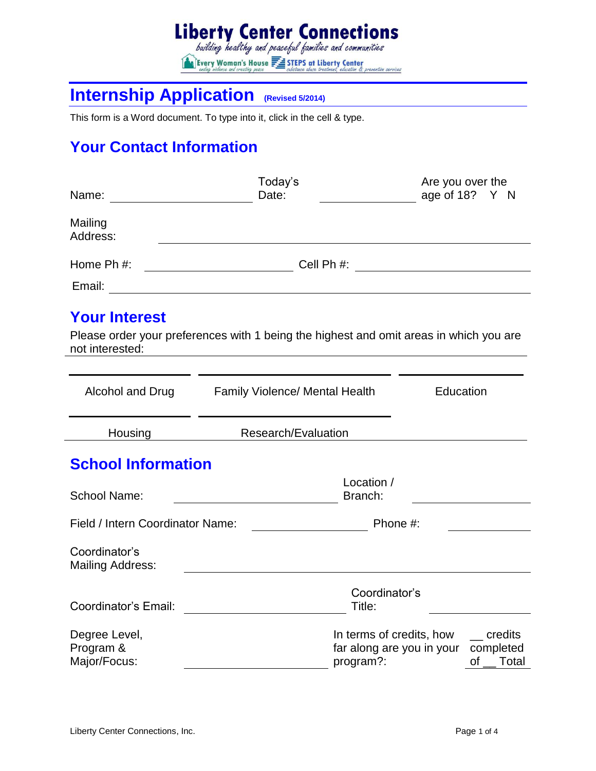# Liberty Center Connections

*building healthy and peaceful families and communities*

Every Woman's House — ending violence and creating peace | STEPS at Liberty Center — substance abuse treatment, education & prevention services

## Internship Application (Revised 5/2014)

This form is a Word document. To type into it, click in the cell & type.

## Your Contact Information

| Name: | | Today's Date: | | Are you over the age of 18? Y N |
|---|---|---|---|---|
| Mailing Address: | | | | |
| Home Ph #: | | Cell Ph #: | | |
| Email: | | | | |

## Your Interest

Please order your preferences with 1 being the highest and omit areas in which you are not interested:

| | | |
|---|---|---|
| Alcohol and Drug | Family Violence/ Mental Health | Education |
| Housing | Research/Evaluation | |

## School Information

| School Name: | | Location / Branch: | |
|---|---|---|---|
| Field / Intern Coordinator Name: | | Phone #: | |
| Coordinator's Mailing Address: | | | |
| Coordinator's Email: | | Coordinator's Title: | |
| Degree Level, Program & Major/Focus: | | In terms of credits, how far along are you in your program?: | __ credits completed of __ Total |

Liberty Center Connections, Inc.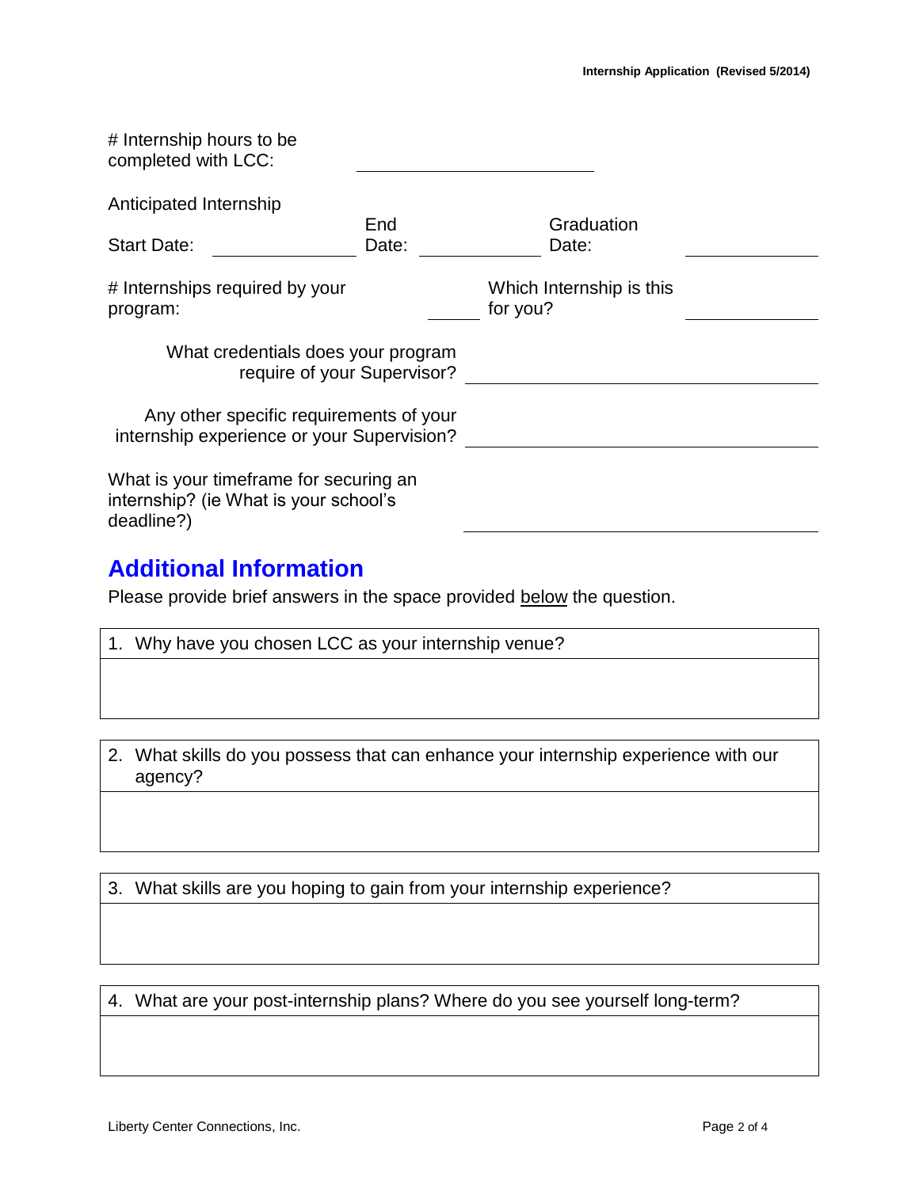# Internship hours to be completed with LCC: ______________________

Anticipated Internship Start Date: ______________ End Date: ____________ Graduation Date: _____________

# Internships required by your program: _____ Which Internship is this for you? _____________

What credentials does your program require of your Supervisor? ______________________________

Any other specific requirements of your internship experience or your Supervision? ______________________________

What is your timeframe for securing an internship? (ie What is your school's deadline?) ______________________________

## Additional Information

Please provide brief answers in the space provided below the question.

1. Why have you chosen LCC as your internship venue?

2. What skills do you possess that can enhance your internship experience with our agency?

3. What skills are you hoping to gain from your internship experience?

4. What are your post-internship plans? Where do you see yourself long-term?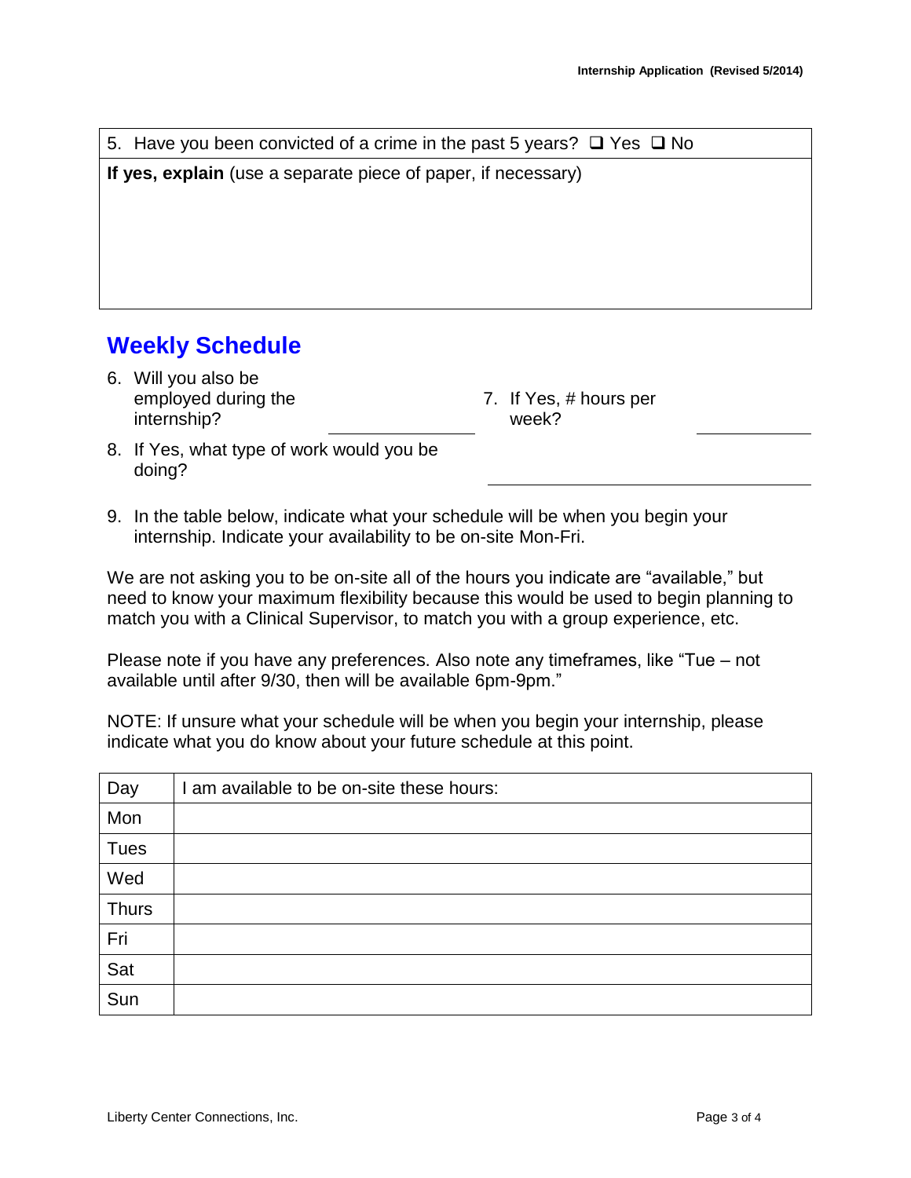5. Have you been convicted of a crime in the past 5 years? ❑ Yes ❑ No

**If yes, explain** (use a separate piece of paper, if necessary)

## Weekly Schedule

6. Will you also be employed during the internship? \_\_\_\_\_\_\_\_\_\_\_\_
7. If Yes, # hours per week? \_\_\_\_\_\_\_\_\_\_\_\_
8. If Yes, what type of work would you be doing? \_\_\_\_\_\_\_\_\_\_\_\_\_\_\_\_\_\_\_\_\_\_\_\_
9. In the table below, indicate what your schedule will be when you begin your internship. Indicate your availability to be on-site Mon-Fri.

We are not asking you to be on-site all of the hours you indicate are "available," but need to know your maximum flexibility because this would be used to begin planning to match you with a Clinical Supervisor, to match you with a group experience, etc.

Please note if you have any preferences. Also note any timeframes, like "Tue – not available until after 9/30, then will be available 6pm-9pm."

NOTE: If unsure what your schedule will be when you begin your internship, please indicate what you do know about your future schedule at this point.

| Day | I am available to be on-site these hours: |
|---|---|
| Mon | |
| Tues | |
| Wed | |
| Thurs | |
| Fri | |
| Sat | |
| Sun | |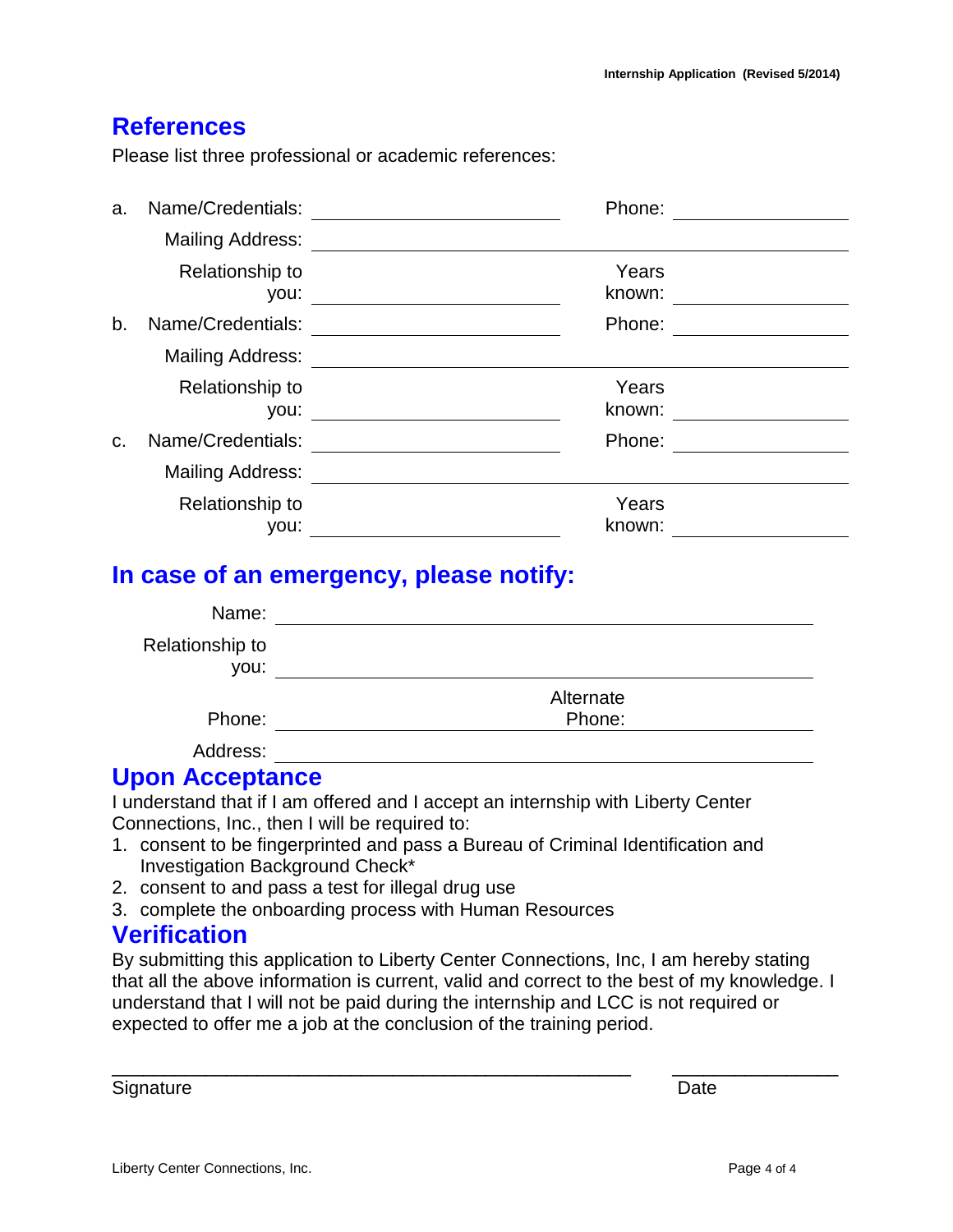## References

Please list three professional or academic references:

a. Name/Credentials: ______________________ Phone: ______________

Mailing Address: ________________________________________________

Relationship to you: ______________________ Years known: ______________

b. Name/Credentials: ______________________ Phone: ______________

Mailing Address: ________________________________________________

Relationship to you: ______________________ Years known: ______________

c. Name/Credentials: ______________________ Phone: ______________

Mailing Address: ________________________________________________

Relationship to you: ______________________ Years known: ______________

## In case of an emergency, please notify:

Name: ________________________________________________

Relationship to you: ________________________________________________

Phone: ______________________ Alternate Phone: ______________________

Address: ________________________________________________

## Upon Acceptance

I understand that if I am offered and I accept an internship with Liberty Center Connections, Inc., then I will be required to:

1. consent to be fingerprinted and pass a Bureau of Criminal Identification and Investigation Background Check*
2. consent to and pass a test for illegal drug use
3. complete the onboarding process with Human Resources

## Verification

By submitting this application to Liberty Center Connections, Inc, I am hereby stating that all the above information is current, valid and correct to the best of my knowledge. I understand that I will not be paid during the internship and LCC is not required or expected to offer me a job at the conclusion of the training period.

________________________________________________ ________________

Signature Date